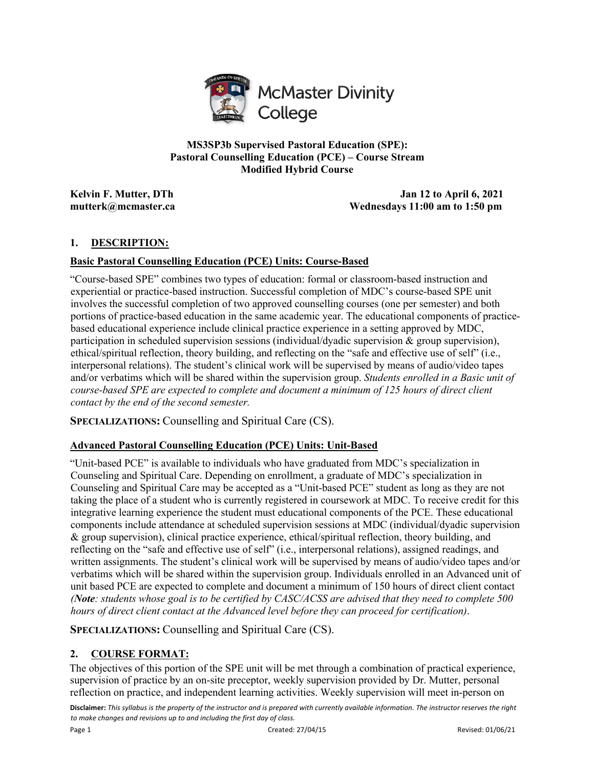McMaster Divinity College

**MS3SP3b Supervised Pastoral Education (SPE):**
**Pastoral Counselling Education (PCE) – Course Stream**
**Modified Hybrid Course**

**Kelvin F. Mutter, DTh**
**mutterk@mcmaster.ca**

**Jan 12 to April 6, 2021**
**Wednesdays 11:00 am to 1:50 pm**

## 1. DESCRIPTION:

### Basic Pastoral Counselling Education (PCE) Units: Course-Based

"Course-based SPE" combines two types of education: formal or classroom-based instruction and experiential or practice-based instruction. Successful completion of MDC's course-based SPE unit involves the successful completion of two approved counselling courses (one per semester) and both portions of practice-based education in the same academic year. The educational components of practice-based educational experience include clinical practice experience in a setting approved by MDC, participation in scheduled supervision sessions (individual/dyadic supervision & group supervision), ethical/spiritual reflection, theory building, and reflecting on the "safe and effective use of self" (i.e., interpersonal relations). The student's clinical work will be supervised by means of audio/video tapes and/or verbatims which will be shared within the supervision group. *Students enrolled in a Basic unit of course-based SPE are expected to complete and document a minimum of 125 hours of direct client contact by the end of the second semester.*

**SPECIALIZATIONS:** Counselling and Spiritual Care (CS).

### Advanced Pastoral Counselling Education (PCE) Units: Unit-Based

"Unit-based PCE" is available to individuals who have graduated from MDC's specialization in Counseling and Spiritual Care. Depending on enrollment, a graduate of MDC's specialization in Counseling and Spiritual Care may be accepted as a "Unit-based PCE" student as long as they are not taking the place of a student who is currently registered in coursework at MDC. To receive credit for this integrative learning experience the student must educational components of the PCE. These educational components include attendance at scheduled supervision sessions at MDC (individual/dyadic supervision & group supervision), clinical practice experience, ethical/spiritual reflection, theory building, and reflecting on the "safe and effective use of self" (i.e., interpersonal relations), assigned readings, and written assignments. The student's clinical work will be supervised by means of audio/video tapes and/or verbatims which will be shared within the supervision group. Individuals enrolled in an Advanced unit of unit based PCE are expected to complete and document a minimum of 150 hours of direct client contact *(**Note**: students whose goal is to be certified by CASC/ACSS are advised that they need to complete 500 hours of direct client contact at the Advanced level before they can proceed for certification)*.

**SPECIALIZATIONS:** Counselling and Spiritual Care (CS).

## 2. COURSE FORMAT:

The objectives of this portion of the SPE unit will be met through a combination of practical experience, supervision of practice by an on-site preceptor, weekly supervision provided by Dr. Mutter, personal reflection on practice, and independent learning activities. Weekly supervision will meet in-person on

**Disclaimer:** *This syllabus is the property of the instructor and is prepared with currently available information. The instructor reserves the right to make changes and revisions up to and including the first day of class.*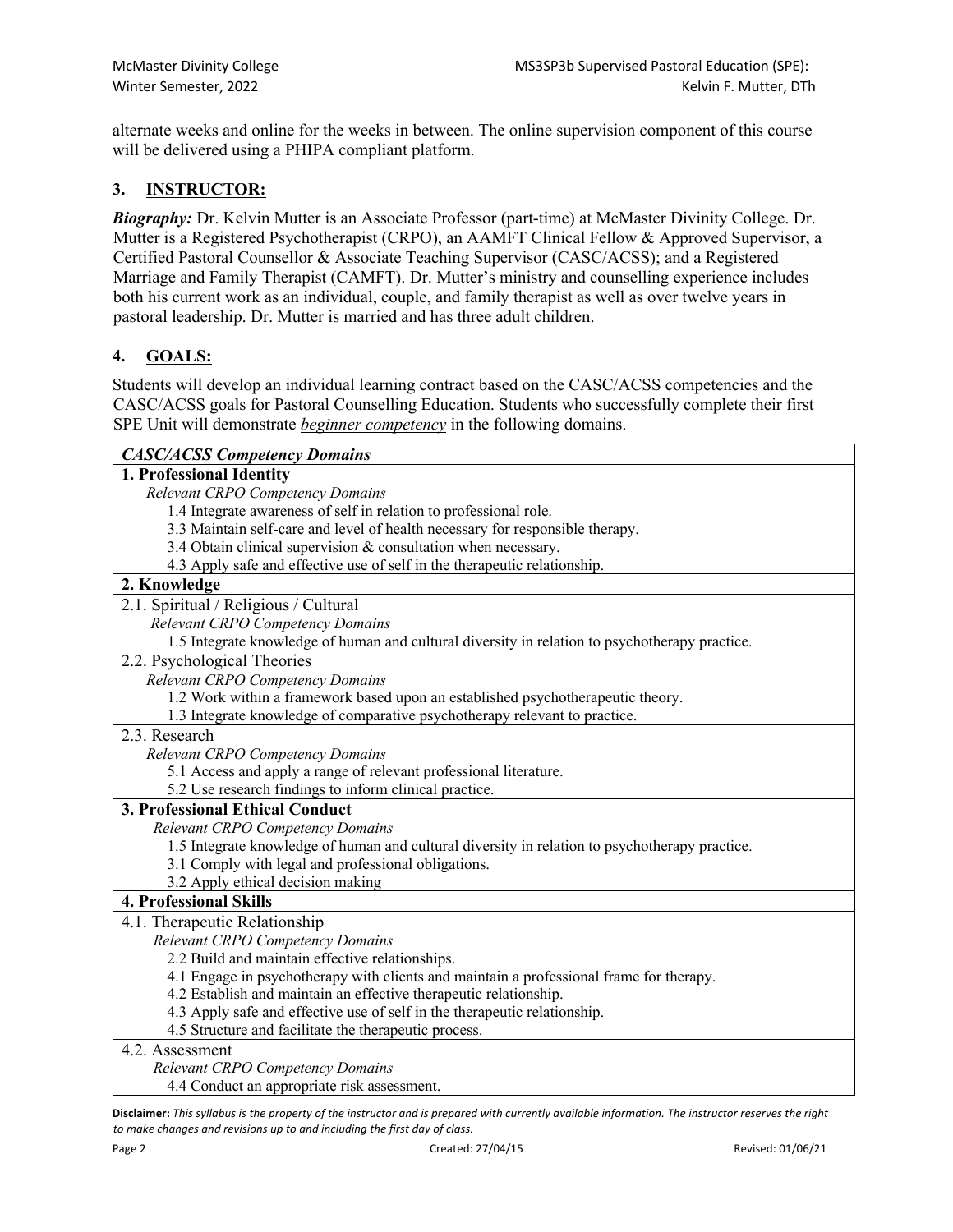alternate weeks and online for the weeks in between. The online supervision component of this course will be delivered using a PHIPA compliant platform.

## 3. INSTRUCTOR:

***Biography:*** Dr. Kelvin Mutter is an Associate Professor (part-time) at McMaster Divinity College. Dr. Mutter is a Registered Psychotherapist (CRPO), an AAMFT Clinical Fellow & Approved Supervisor, a Certified Pastoral Counsellor & Associate Teaching Supervisor (CASC/ACSS); and a Registered Marriage and Family Therapist (CAMFT). Dr. Mutter's ministry and counselling experience includes both his current work as an individual, couple, and family therapist as well as over twelve years in pastoral leadership. Dr. Mutter is married and has three adult children.

## 4. GOALS:

Students will develop an individual learning contract based on the CASC/ACSS competencies and the CASC/ACSS goals for Pastoral Counselling Education. Students who successfully complete their first SPE Unit will demonstrate ***beginner competency*** in the following domains.

| ***CASC/ACSS Competency Domains*** |
|---|
| **1. Professional Identity** |
| *Relevant CRPO Competency Domains*<br>1.4 Integrate awareness of self in relation to professional role.<br>3.3 Maintain self-care and level of health necessary for responsible therapy.<br>3.4 Obtain clinical supervision & consultation when necessary.<br>4.3 Apply safe and effective use of self in the therapeutic relationship. |
| **2. Knowledge** |
| 2.1. Spiritual / Religious / Cultural<br>*Relevant CRPO Competency Domains*<br>1.5 Integrate knowledge of human and cultural diversity in relation to psychotherapy practice. |
| 2.2. Psychological Theories<br>*Relevant CRPO Competency Domains*<br>1.2 Work within a framework based upon an established psychotherapeutic theory.<br>1.3 Integrate knowledge of comparative psychotherapy relevant to practice. |
| 2.3. Research<br>*Relevant CRPO Competency Domains*<br>5.1 Access and apply a range of relevant professional literature.<br>5.2 Use research findings to inform clinical practice. |
| **3. Professional Ethical Conduct** |
| *Relevant CRPO Competency Domains*<br>1.5 Integrate knowledge of human and cultural diversity in relation to psychotherapy practice.<br>3.1 Comply with legal and professional obligations.<br>3.2 Apply ethical decision making |
| **4. Professional Skills** |
| 4.1. Therapeutic Relationship<br>*Relevant CRPO Competency Domains*<br>2.2 Build and maintain effective relationships.<br>4.1 Engage in psychotherapy with clients and maintain a professional frame for therapy.<br>4.2 Establish and maintain an effective therapeutic relationship.<br>4.3 Apply safe and effective use of self in the therapeutic relationship.<br>4.5 Structure and facilitate the therapeutic process. |
| 4.2. Assessment<br>*Relevant CRPO Competency Domains*<br>4.4 Conduct an appropriate risk assessment. |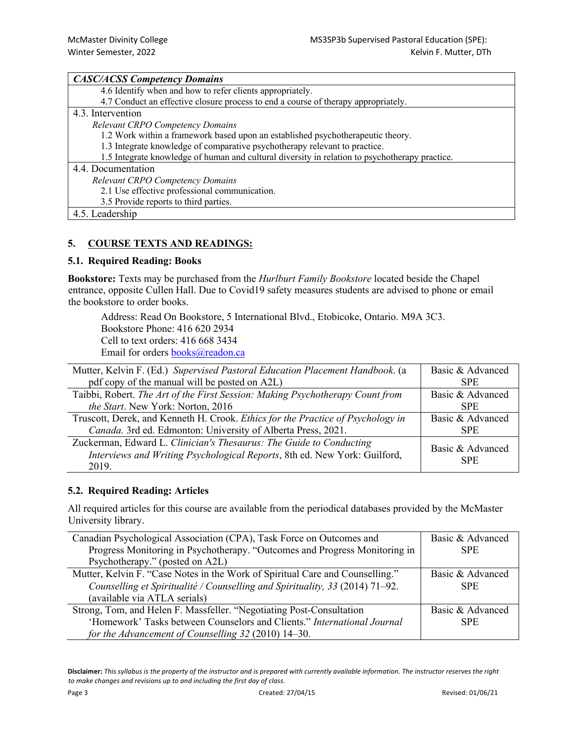| *CASC/ACSS Competency Domains* |
|---|
| 4.6 Identify when and how to refer clients appropriately. |
| 4.7 Conduct an effective closure process to end a course of therapy appropriately. |
| 4.3. Intervention |
| *Relevant CRPO Competency Domains* |
| 1.2 Work within a framework based upon an established psychotherapeutic theory. |
| 1.3 Integrate knowledge of comparative psychotherapy relevant to practice. |
| 1.5 Integrate knowledge of human and cultural diversity in relation to psychotherapy practice. |
| 4.4. Documentation |
| *Relevant CRPO Competency Domains* |
| 2.1 Use effective professional communication. |
| 3.5 Provide reports to third parties. |
| 4.5. Leadership |

## 5. COURSE TEXTS AND READINGS:

### 5.1. Required Reading: Books

**Bookstore:** Texts may be purchased from the *Hurlburt Family Bookstore* located beside the Chapel entrance, opposite Cullen Hall. Due to Covid19 safety measures students are advised to phone or email the bookstore to order books.

Address: Read On Bookstore, 5 International Blvd., Etobicoke, Ontario. M9A 3C3.
Bookstore Phone: 416 620 2934
Cell to text orders: 416 668 3434
Email for orders books@readon.ca

| Reading | Course |
|---|---|
| Mutter, Kelvin F. (Ed.) *Supervised Pastoral Education Placement Handbook*. (a pdf copy of the manual will be posted on A2L) | Basic & Advanced SPE |
| Taibbi, Robert. *The Art of the First Session: Making Psychotherapy Count from the Start*. New York: Norton, 2016 | Basic & Advanced SPE |
| Truscott, Derek, and Kenneth H. Crook. *Ethics for the Practice of Psychology in Canada.* 3rd ed. Edmonton: University of Alberta Press, 2021. | Basic & Advanced SPE |
| Zuckerman, Edward L. *Clinician's Thesaurus: The Guide to Conducting Interviews and Writing Psychological Reports*, 8th ed. New York: Guilford, 2019. | Basic & Advanced SPE |

### 5.2. Required Reading: Articles

All required articles for this course are available from the periodical databases provided by the McMaster University library.

| Reading | Course |
|---|---|
| Canadian Psychological Association (CPA), Task Force on Outcomes and Progress Monitoring in Psychotherapy. "Outcomes and Progress Monitoring in Psychotherapy." (posted on A2L) | Basic & Advanced SPE |
| Mutter, Kelvin F. "Case Notes in the Work of Spiritual Care and Counselling." *Counselling et Spiritualité / Counselling and Spirituality, 33* (2014) 71–92. (available via ATLA serials) | Basic & Advanced SPE |
| Strong, Tom, and Helen F. Massfeller. "Negotiating Post-Consultation 'Homework' Tasks between Counselors and Clients." *International Journal for the Advancement of Counselling 32* (2010) 14–30. | Basic & Advanced SPE |

**Disclaimer:** *This syllabus is the property of the instructor and is prepared with currently available information. The instructor reserves the right to make changes and revisions up to and including the first day of class.*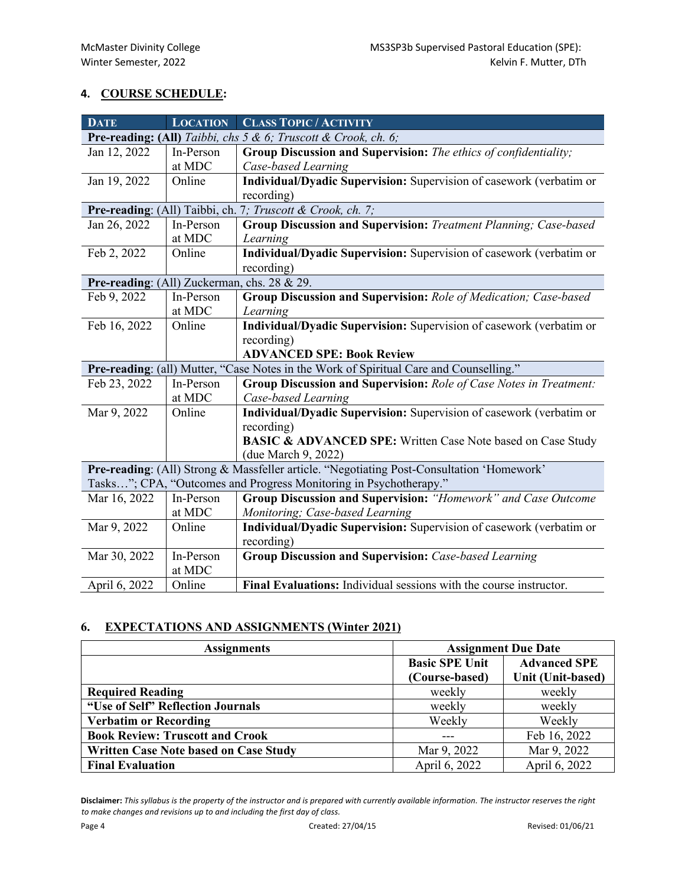## 4. COURSE SCHEDULE:

| DATE | LOCATION | CLASS TOPIC / ACTIVITY |
|---|---|---|
| **Pre-reading: (All)** *Taibbi, chs 5 & 6; Truscott & Crook, ch. 6;* | | |
| Jan 12, 2022 | In-Person at MDC | **Group Discussion and Supervision:** *The ethics of confidentiality; Case-based Learning* |
| Jan 19, 2022 | Online | **Individual/Dyadic Supervision:** Supervision of casework (verbatim or recording) |
| **Pre-reading**: (All) Taibbi, ch. 7*; Truscott & Crook, ch. 7;* | | |
| Jan 26, 2022 | In-Person at MDC | **Group Discussion and Supervision:** *Treatment Planning; Case-based Learning* |
| Feb 2, 2022 | Online | **Individual/Dyadic Supervision:** Supervision of casework (verbatim or recording) |
| **Pre-reading**: (All) Zuckerman, chs. 28 & 29. | | |
| Feb 9, 2022 | In-Person at MDC | **Group Discussion and Supervision:** *Role of Medication; Case-based Learning* |
| Feb 16, 2022 | Online | **Individual/Dyadic Supervision:** Supervision of casework (verbatim or recording)<br>**ADVANCED SPE: Book Review** |
| **Pre-reading**: (all) Mutter, "Case Notes in the Work of Spiritual Care and Counselling." | | |
| Feb 23, 2022 | In-Person at MDC | **Group Discussion and Supervision:** *Role of Case Notes in Treatment: Case-based Learning* |
| Mar 9, 2022 | Online | **Individual/Dyadic Supervision:** Supervision of casework (verbatim or recording)<br>**BASIC & ADVANCED SPE:** Written Case Note based on Case Study (due March 9, 2022) |
| **Pre-reading**: (All) Strong & Massfeller article. "Negotiating Post-Consultation 'Homework' Tasks…"; CPA, "Outcomes and Progress Monitoring in Psychotherapy." | | |
| Mar 16, 2022 | In-Person at MDC | **Group Discussion and Supervision:** *"Homework" and Case Outcome Monitoring; Case-based Learning* |
| Mar 9, 2022 | Online | **Individual/Dyadic Supervision:** Supervision of casework (verbatim or recording) |
| Mar 30, 2022 | In-Person at MDC | **Group Discussion and Supervision:** *Case-based Learning* |
| April 6, 2022 | Online | **Final Evaluations:** Individual sessions with the course instructor. |

## 6. EXPECTATIONS AND ASSIGNMENTS (Winter 2021)

| Assignments | Assignment Due Date | |
|---|---|---|
| | **Basic SPE Unit (Course-based)** | **Advanced SPE Unit (Unit-based)** |
| **Required Reading** | weekly | weekly |
| **"Use of Self" Reflection Journals** | weekly | weekly |
| **Verbatim or Recording** | Weekly | Weekly |
| **Book Review: Truscott and Crook** | --- | Feb 16, 2022 |
| **Written Case Note based on Case Study** | Mar 9, 2022 | Mar 9, 2022 |
| **Final Evaluation** | April 6, 2022 | April 6, 2022 |

**Disclaimer:** *This syllabus is the property of the instructor and is prepared with currently available information. The instructor reserves the right to make changes and revisions up to and including the first day of class.*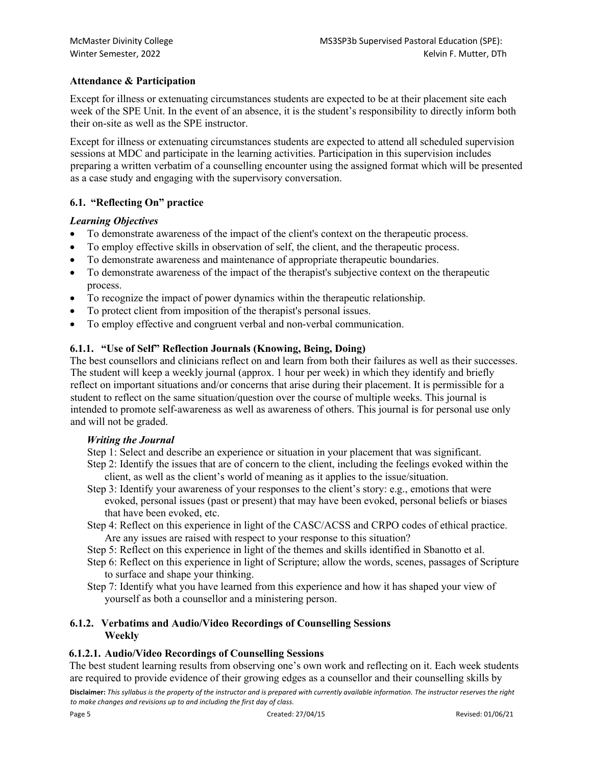### Attendance & Participation

Except for illness or extenuating circumstances students are expected to be at their placement site each week of the SPE Unit. In the event of an absence, it is the student's responsibility to directly inform both their on-site as well as the SPE instructor.

Except for illness or extenuating circumstances students are expected to attend all scheduled supervision sessions at MDC and participate in the learning activities. Participation in this supervision includes preparing a written verbatim of a counselling encounter using the assigned format which will be presented as a case study and engaging with the supervisory conversation.

### 6.1. "Reflecting On" practice

***Learning Objectives***

- To demonstrate awareness of the impact of the client's context on the therapeutic process.
- To employ effective skills in observation of self, the client, and the therapeutic process.
- To demonstrate awareness and maintenance of appropriate therapeutic boundaries.
- To demonstrate awareness of the impact of the therapist's subjective context on the therapeutic process.
- To recognize the impact of power dynamics within the therapeutic relationship.
- To protect client from imposition of the therapist's personal issues.
- To employ effective and congruent verbal and non-verbal communication.

#### 6.1.1. "Use of Self" Reflection Journals (Knowing, Being, Doing)

The best counsellors and clinicians reflect on and learn from both their failures as well as their successes. The student will keep a weekly journal (approx. 1 hour per week) in which they identify and briefly reflect on important situations and/or concerns that arise during their placement. It is permissible for a student to reflect on the same situation/question over the course of multiple weeks. This journal is intended to promote self-awareness as well as awareness of others. This journal is for personal use only and will not be graded.

***Writing the Journal***

Step 1: Select and describe an experience or situation in your placement that was significant.

Step 2: Identify the issues that are of concern to the client, including the feelings evoked within the client, as well as the client's world of meaning as it applies to the issue/situation.

Step 3: Identify your awareness of your responses to the client's story: e.g., emotions that were evoked, personal issues (past or present) that may have been evoked, personal beliefs or biases that have been evoked, etc.

Step 4: Reflect on this experience in light of the CASC/ACSS and CRPO codes of ethical practice. Are any issues are raised with respect to your response to this situation?

Step 5: Reflect on this experience in light of the themes and skills identified in Sbanotto et al.

Step 6: Reflect on this experience in light of Scripture; allow the words, scenes, passages of Scripture to surface and shape your thinking.

Step 7: Identify what you have learned from this experience and how it has shaped your view of yourself as both a counsellor and a ministering person.

#### 6.1.2. Verbatims and Audio/Video Recordings of Counselling Sessions Weekly

##### 6.1.2.1. Audio/Video Recordings of Counselling Sessions

The best student learning results from observing one's own work and reflecting on it. Each week students are required to provide evidence of their growing edges as a counsellor and their counselling skills by

**Disclaimer:** *This syllabus is the property of the instructor and is prepared with currently available information. The instructor reserves the right to make changes and revisions up to and including the first day of class.*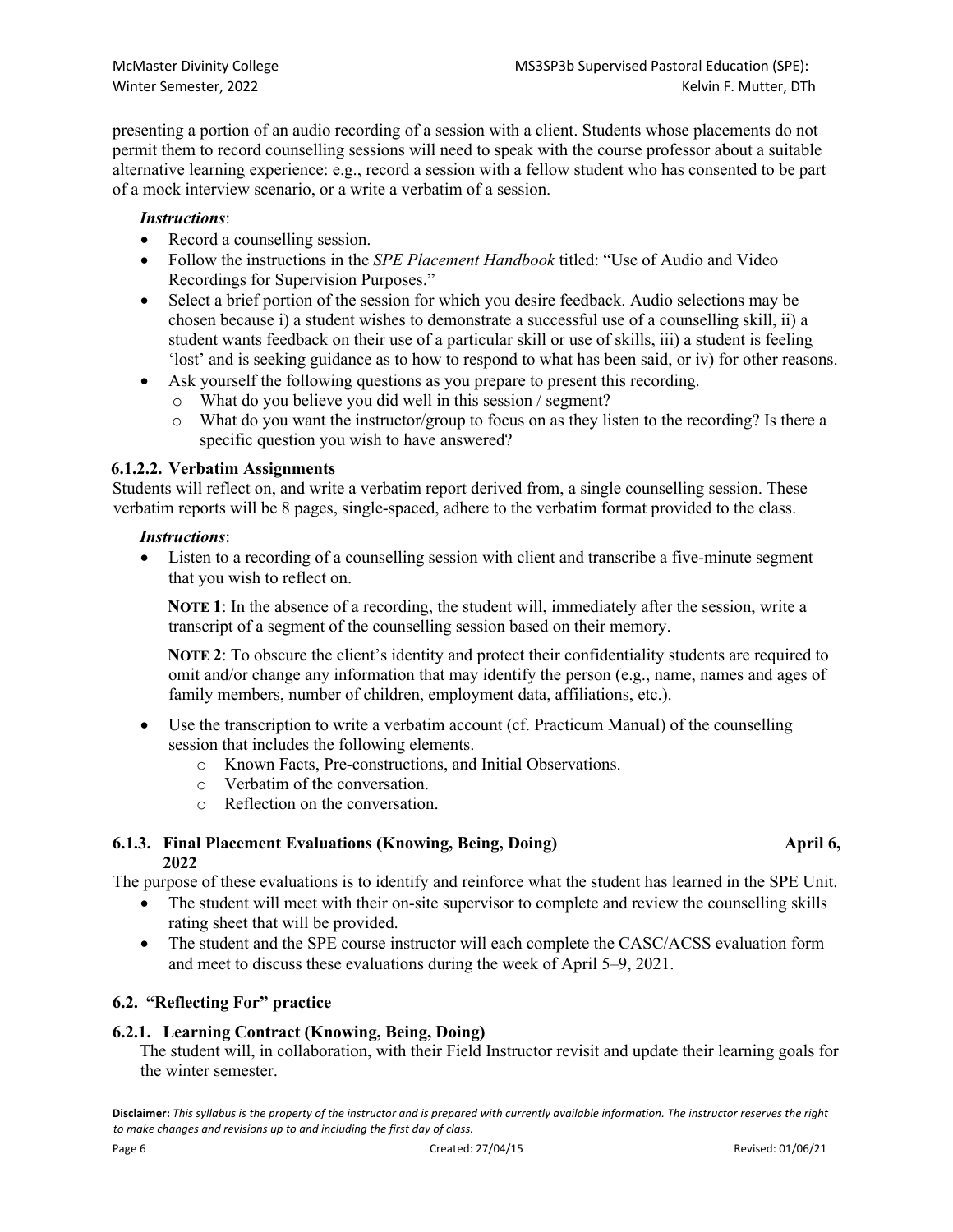presenting a portion of an audio recording of a session with a client. Students whose placements do not permit them to record counselling sessions will need to speak with the course professor about a suitable alternative learning experience: e.g., record a session with a fellow student who has consented to be part of a mock interview scenario, or a write a verbatim of a session.

*Instructions*:

- Record a counselling session.
- Follow the instructions in the *SPE Placement Handbook* titled: "Use of Audio and Video Recordings for Supervision Purposes."
- Select a brief portion of the session for which you desire feedback. Audio selections may be chosen because i) a student wishes to demonstrate a successful use of a counselling skill, ii) a student wants feedback on their use of a particular skill or use of skills, iii) a student is feeling 'lost' and is seeking guidance as to how to respond to what has been said, or iv) for other reasons.
- Ask yourself the following questions as you prepare to present this recording.
  - What do you believe you did well in this session / segment?
  - What do you want the instructor/group to focus on as they listen to the recording? Is there a specific question you wish to have answered?

#### 6.1.2.2. Verbatim Assignments

Students will reflect on, and write a verbatim report derived from, a single counselling session. These verbatim reports will be 8 pages, single-spaced, adhere to the verbatim format provided to the class.

*Instructions*:

- Listen to a recording of a counselling session with client and transcribe a five-minute segment that you wish to reflect on.

  **NOTE 1**: In the absence of a recording, the student will, immediately after the session, write a transcript of a segment of the counselling session based on their memory.

  **NOTE 2**: To obscure the client's identity and protect their confidentiality students are required to omit and/or change any information that may identify the person (e.g., name, names and ages of family members, number of children, employment data, affiliations, etc.).

- Use the transcription to write a verbatim account (cf. Practicum Manual) of the counselling session that includes the following elements.
  - Known Facts, Pre-constructions, and Initial Observations.
  - Verbatim of the conversation.
  - Reflection on the conversation.

### 6.1.3. Final Placement Evaluations (Knowing, Being, Doing) April 6, 2022

The purpose of these evaluations is to identify and reinforce what the student has learned in the SPE Unit.

- The student will meet with their on-site supervisor to complete and review the counselling skills rating sheet that will be provided.
- The student and the SPE course instructor will each complete the CASC/ACSS evaluation form and meet to discuss these evaluations during the week of April 5–9, 2021.

## 6.2. "Reflecting For" practice

### 6.2.1. Learning Contract (Knowing, Being, Doing)

The student will, in collaboration, with their Field Instructor revisit and update their learning goals for the winter semester.

**Disclaimer:** *This syllabus is the property of the instructor and is prepared with currently available information. The instructor reserves the right to make changes and revisions up to and including the first day of class.*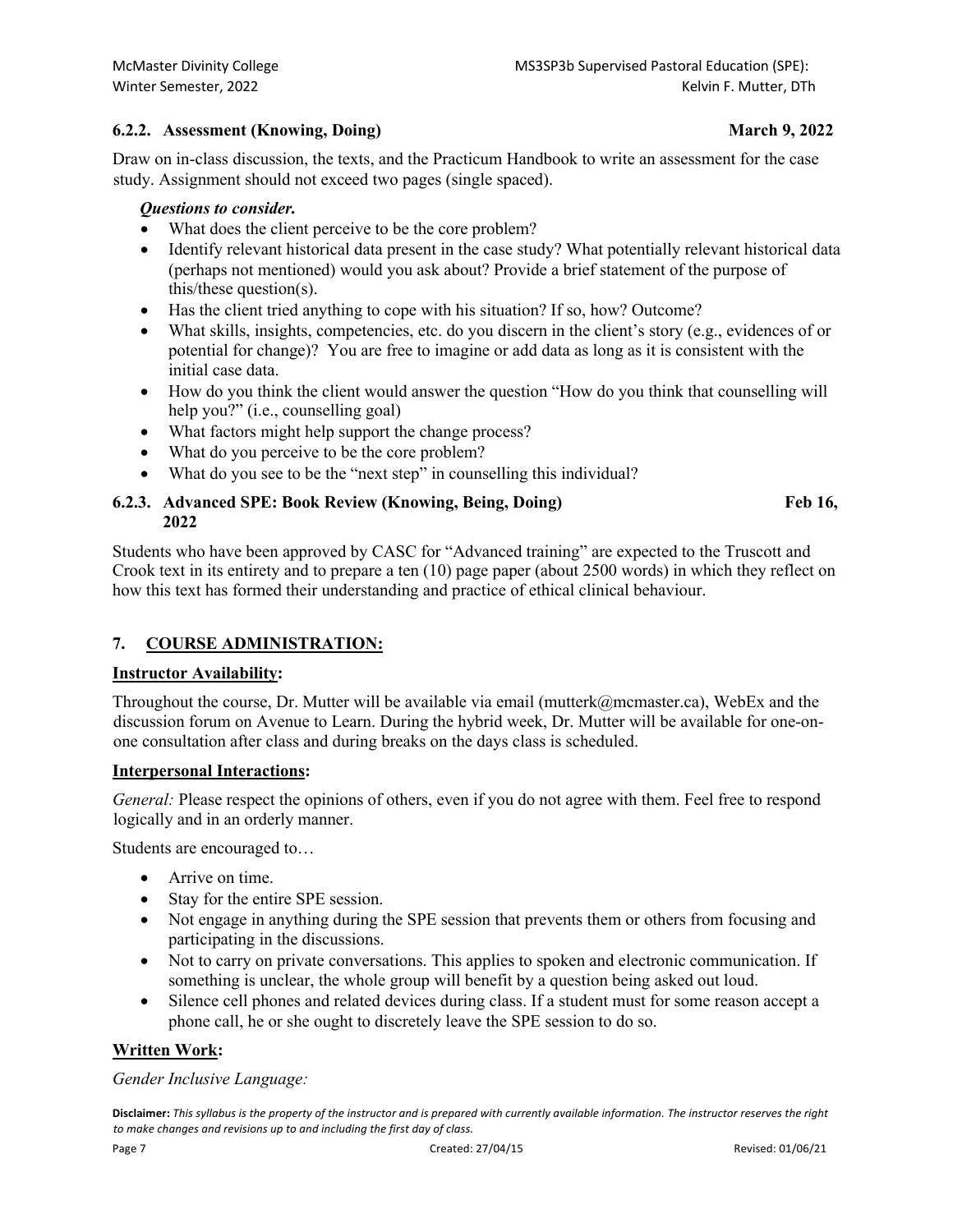### 6.2.2. Assessment (Knowing, Doing) — March 9, 2022

Draw on in-class discussion, the texts, and the Practicum Handbook to write an assessment for the case study. Assignment should not exceed two pages (single spaced).

***Questions to consider.***

- What does the client perceive to be the core problem?
- Identify relevant historical data present in the case study? What potentially relevant historical data (perhaps not mentioned) would you ask about? Provide a brief statement of the purpose of this/these question(s).
- Has the client tried anything to cope with his situation? If so, how? Outcome?
- What skills, insights, competencies, etc. do you discern in the client's story (e.g., evidences of or potential for change)? You are free to imagine or add data as long as it is consistent with the initial case data.
- How do you think the client would answer the question "How do you think that counselling will help you?" (i.e., counselling goal)
- What factors might help support the change process?
- What do you perceive to be the core problem?
- What do you see to be the "next step" in counselling this individual?

### 6.2.3. Advanced SPE: Book Review (Knowing, Being, Doing) — Feb 16, 2022

Students who have been approved by CASC for "Advanced training" are expected to the Truscott and Crook text in its entirety and to prepare a ten (10) page paper (about 2500 words) in which they reflect on how this text has formed their understanding and practice of ethical clinical behaviour.

## 7. COURSE ADMINISTRATION:

**Instructor Availability:**

Throughout the course, Dr. Mutter will be available via email (mutterk@mcmaster.ca), WebEx and the discussion forum on Avenue to Learn. During the hybrid week, Dr. Mutter will be available for one-on-one consultation after class and during breaks on the days class is scheduled.

**Interpersonal Interactions:**

*General:* Please respect the opinions of others, even if you do not agree with them. Feel free to respond logically and in an orderly manner.

Students are encouraged to…

- Arrive on time.
- Stay for the entire SPE session.
- Not engage in anything during the SPE session that prevents them or others from focusing and participating in the discussions.
- Not to carry on private conversations. This applies to spoken and electronic communication. If something is unclear, the whole group will benefit by a question being asked out loud.
- Silence cell phones and related devices during class. If a student must for some reason accept a phone call, he or she ought to discretely leave the SPE session to do so.

**Written Work:**

*Gender Inclusive Language:*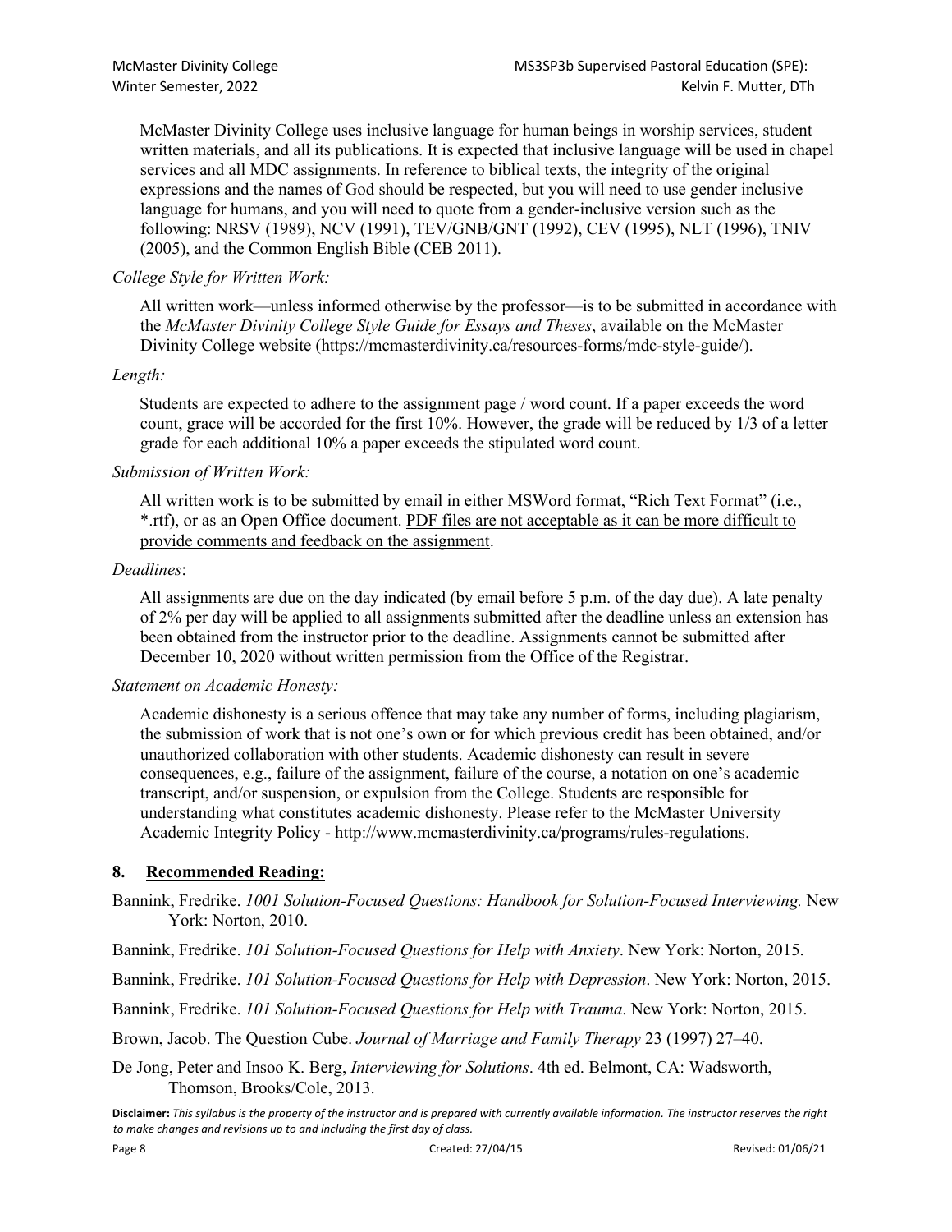McMaster Divinity College uses inclusive language for human beings in worship services, student written materials, and all its publications. It is expected that inclusive language will be used in chapel services and all MDC assignments. In reference to biblical texts, the integrity of the original expressions and the names of God should be respected, but you will need to use gender inclusive language for humans, and you will need to quote from a gender-inclusive version such as the following: NRSV (1989), NCV (1991), TEV/GNB/GNT (1992), CEV (1995), NLT (1996), TNIV (2005), and the Common English Bible (CEB 2011).

*College Style for Written Work:*

All written work—unless informed otherwise by the professor—is to be submitted in accordance with the *McMaster Divinity College Style Guide for Essays and Theses*, available on the McMaster Divinity College website (https://mcmasterdivinity.ca/resources-forms/mdc-style-guide/).

*Length:*

Students are expected to adhere to the assignment page / word count. If a paper exceeds the word count, grace will be accorded for the first 10%. However, the grade will be reduced by 1/3 of a letter grade for each additional 10% a paper exceeds the stipulated word count.

*Submission of Written Work:*

All written work is to be submitted by email in either MSWord format, "Rich Text Format" (i.e., *.rtf), or as an Open Office document. <u>PDF files are not acceptable as it can be more difficult to provide comments and feedback on the assignment</u>.

*Deadlines*:

All assignments are due on the day indicated (by email before 5 p.m. of the day due). A late penalty of 2% per day will be applied to all assignments submitted after the deadline unless an extension has been obtained from the instructor prior to the deadline. Assignments cannot be submitted after December 10, 2020 without written permission from the Office of the Registrar.

*Statement on Academic Honesty:*

Academic dishonesty is a serious offence that may take any number of forms, including plagiarism, the submission of work that is not one's own or for which previous credit has been obtained, and/or unauthorized collaboration with other students. Academic dishonesty can result in severe consequences, e.g., failure of the assignment, failure of the course, a notation on one's academic transcript, and/or suspension, or expulsion from the College. Students are responsible for understanding what constitutes academic dishonesty. Please refer to the McMaster University Academic Integrity Policy - http://www.mcmasterdivinity.ca/programs/rules-regulations.

## 8. Recommended Reading:

Bannink, Fredrike. *1001 Solution-Focused Questions: Handbook for Solution-Focused Interviewing.* New York: Norton, 2010.

Bannink, Fredrike. *101 Solution-Focused Questions for Help with Anxiety*. New York: Norton, 2015.

Bannink, Fredrike. *101 Solution-Focused Questions for Help with Depression*. New York: Norton, 2015.

Bannink, Fredrike. *101 Solution-Focused Questions for Help with Trauma*. New York: Norton, 2015.

Brown, Jacob. The Question Cube. *Journal of Marriage and Family Therapy* 23 (1997) 27–40.

De Jong, Peter and Insoo K. Berg, *Interviewing for Solutions*. 4th ed. Belmont, CA: Wadsworth, Thomson, Brooks/Cole, 2013.

**Disclaimer:** *This syllabus is the property of the instructor and is prepared with currently available information. The instructor reserves the right to make changes and revisions up to and including the first day of class.*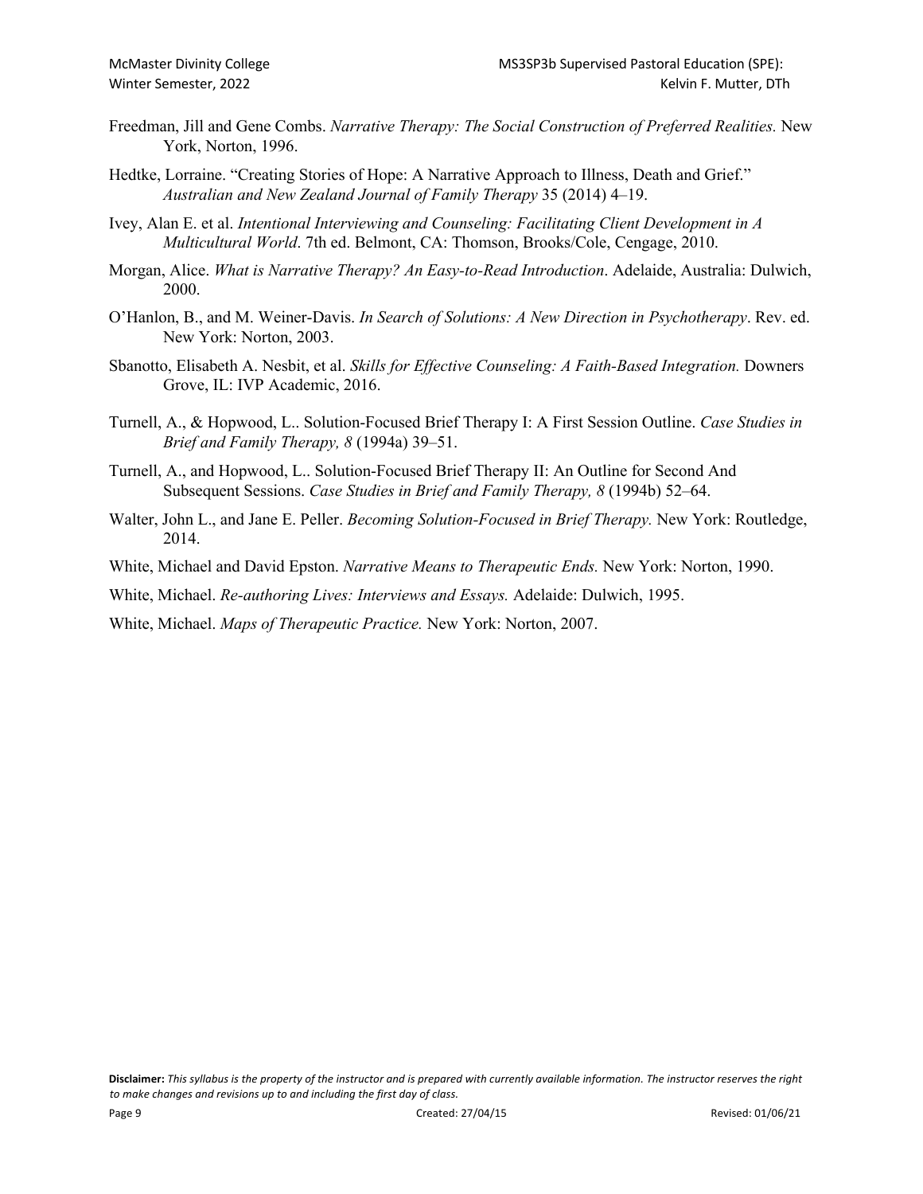Freedman, Jill and Gene Combs. *Narrative Therapy: The Social Construction of Preferred Realities.* New York, Norton, 1996.

Hedtke, Lorraine. "Creating Stories of Hope: A Narrative Approach to Illness, Death and Grief." *Australian and New Zealand Journal of Family Therapy* 35 (2014) 4–19.

Ivey, Alan E. et al. *Intentional Interviewing and Counseling: Facilitating Client Development in A Multicultural World*. 7th ed. Belmont, CA: Thomson, Brooks/Cole, Cengage, 2010.

Morgan, Alice. *What is Narrative Therapy? An Easy-to-Read Introduction*. Adelaide, Australia: Dulwich, 2000.

O'Hanlon, B., and M. Weiner-Davis. *In Search of Solutions: A New Direction in Psychotherapy*. Rev. ed. New York: Norton, 2003.

Sbanotto, Elisabeth A. Nesbit, et al. *Skills for Effective Counseling: A Faith-Based Integration.* Downers Grove, IL: IVP Academic, 2016.

Turnell, A., & Hopwood, L.. Solution-Focused Brief Therapy I: A First Session Outline. *Case Studies in Brief and Family Therapy, 8* (1994a) 39–51.

Turnell, A., and Hopwood, L.. Solution-Focused Brief Therapy II: An Outline for Second And Subsequent Sessions. *Case Studies in Brief and Family Therapy, 8* (1994b) 52–64.

Walter, John L., and Jane E. Peller. *Becoming Solution-Focused in Brief Therapy.* New York: Routledge, 2014.

White, Michael and David Epston. *Narrative Means to Therapeutic Ends.* New York: Norton, 1990.

White, Michael. *Re-authoring Lives: Interviews and Essays.* Adelaide: Dulwich, 1995.

White, Michael. *Maps of Therapeutic Practice.* New York: Norton, 2007.